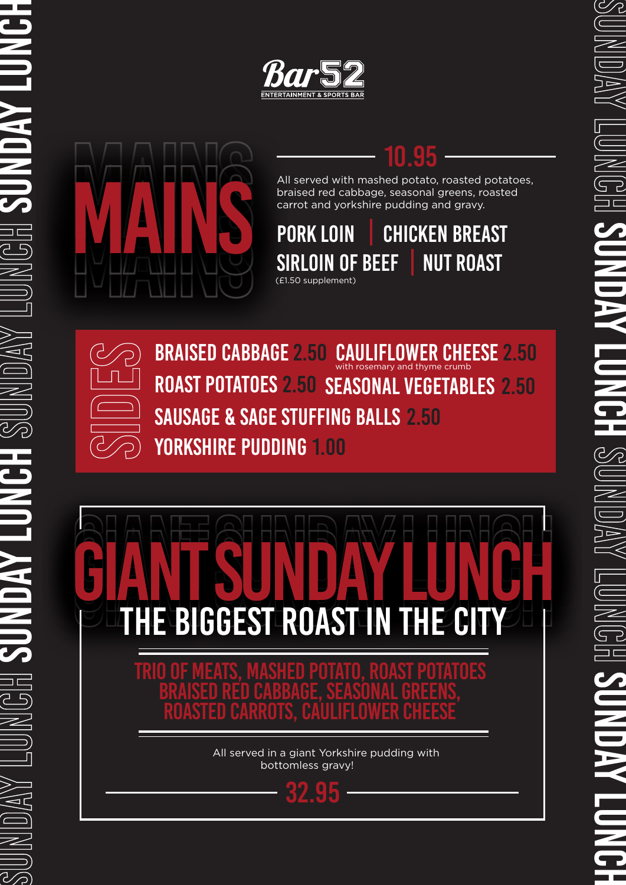# Bar 52

ENTERTAINMENT & SPORTS BAR

## MAINS

**10.95**

All served with mashed potato, roasted potatoes, braised red cabbage, seasonal greens, roasted carrot and yorkshire pudding and gravy.

- PORK LOIN
- CHICKEN BREAST
- SIRLOIN OF BEEF (£1.50 supplement)
- NUT ROAST

## SIDES

- BRAISED CABBAGE 2.50
- CAULIFLOWER CHEESE 2.50 (with rosemary and thyme crumb)
- ROAST POTATOES 2.50
- SEASONAL VEGETABLES 2.50
- SAUSAGE & SAGE STUFFING BALLS 2.50
- YORKSHIRE PUDDING 1.00

## GIANT SUNDAY LUNCH

### THE BIGGEST ROAST IN THE CITY

TRIO OF MEATS, MASHED POTATO, ROAST POTATOES BRAISED RED CABBAGE, SEASONAL GREENS, ROASTED CARROTS, CAULIFLOWER CHEESE

All served in a giant Yorkshire pudding with bottomless gravy!

**32.95**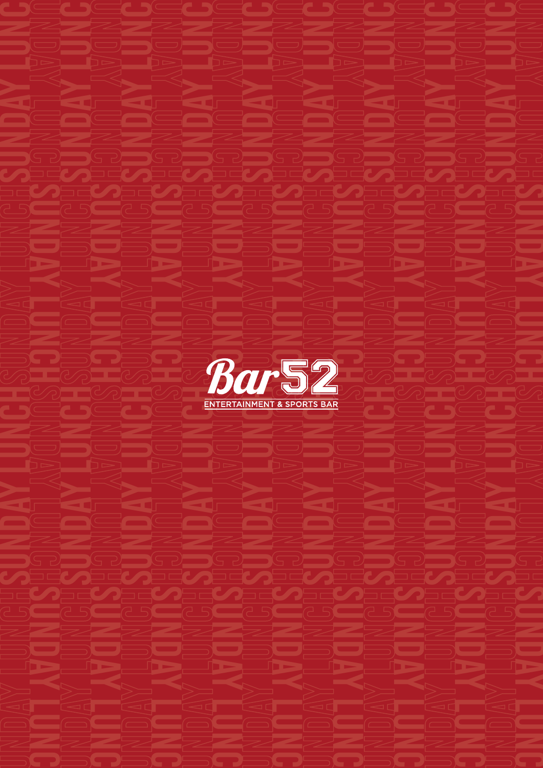Bar 52

ENTERTAINMENT & SPORTS BAR